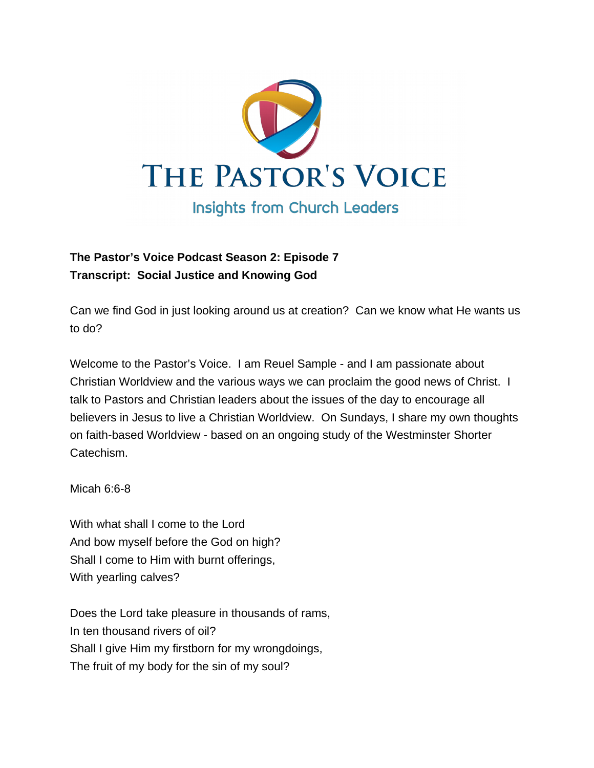# THE PASTOR'S VOICE

Insights from Church Leaders

**The Pastor's Voice Podcast Season 2: Episode 7**
**Transcript: Social Justice and Knowing God**

Can we find God in just looking around us at creation? Can we know what He wants us to do?

Welcome to the Pastor's Voice. I am Reuel Sample - and I am passionate about Christian Worldview and the various ways we can proclaim the good news of Christ. I talk to Pastors and Christian leaders about the issues of the day to encourage all believers in Jesus to live a Christian Worldview. On Sundays, I share my own thoughts on faith-based Worldview - based on an ongoing study of the Westminster Shorter Catechism.

Micah 6:6-8

With what shall I come to the Lord
And bow myself before the God on high?
Shall I come to Him with burnt offerings,
With yearling calves?

Does the Lord take pleasure in thousands of rams,
In ten thousand rivers of oil?
Shall I give Him my firstborn for my wrongdoings,
The fruit of my body for the sin of my soul?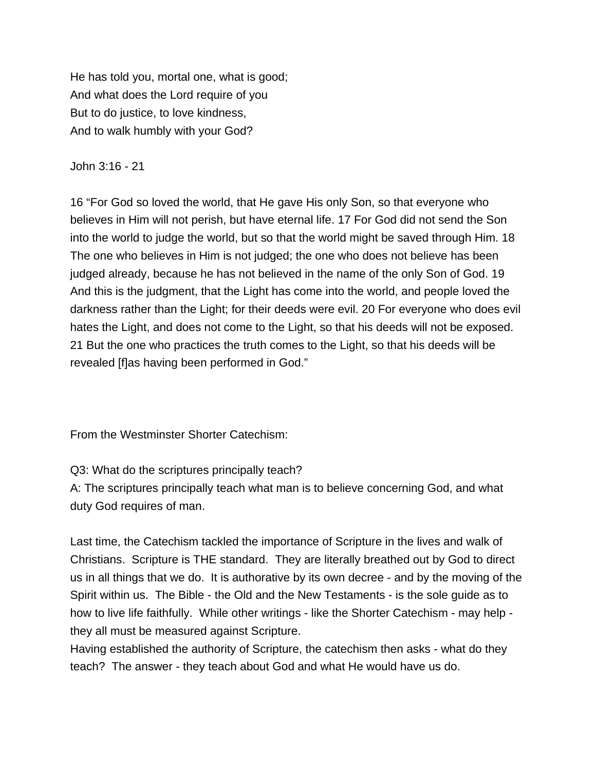He has told you, mortal one, what is good;
And what does the Lord require of you
But to do justice, to love kindness,
And to walk humbly with your God?

John 3:16 - 21

16 “For God so loved the world, that He gave His only Son, so that everyone who believes in Him will not perish, but have eternal life. 17 For God did not send the Son into the world to judge the world, but so that the world might be saved through Him. 18 The one who believes in Him is not judged; the one who does not believe has been judged already, because he has not believed in the name of the only Son of God. 19 And this is the judgment, that the Light has come into the world, and people loved the darkness rather than the Light; for their deeds were evil. 20 For everyone who does evil hates the Light, and does not come to the Light, so that his deeds will not be exposed. 21 But the one who practices the truth comes to the Light, so that his deeds will be revealed [f]as having been performed in God.”

From the Westminster Shorter Catechism:

Q3: What do the scriptures principally teach?
A: The scriptures principally teach what man is to believe concerning God, and what duty God requires of man.

Last time, the Catechism tackled the importance of Scripture in the lives and walk of Christians. Scripture is THE standard. They are literally breathed out by God to direct us in all things that we do. It is authorative by its own decree - and by the moving of the Spirit within us. The Bible - the Old and the New Testaments - is the sole guide as to how to live life faithfully. While other writings - like the Shorter Catechism - may help - they all must be measured against Scripture.
Having established the authority of Scripture, the catechism then asks - what do they teach? The answer - they teach about God and what He would have us do.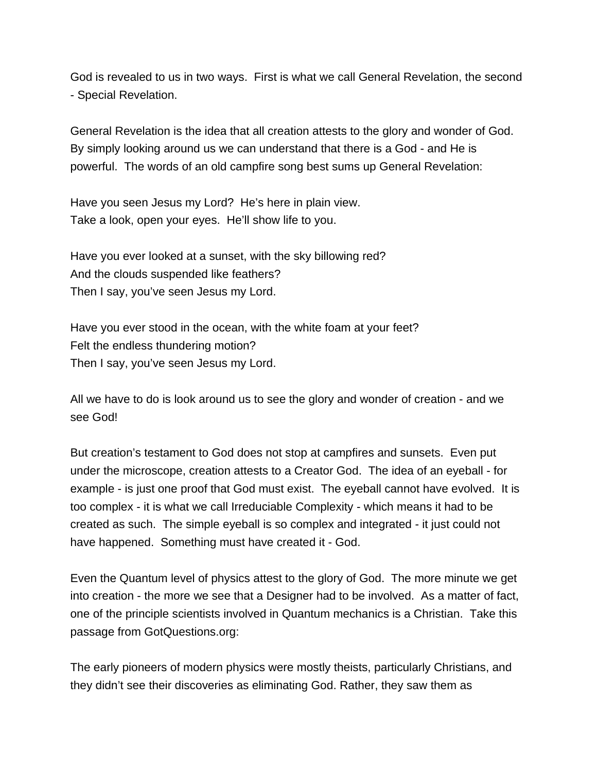God is revealed to us in two ways.  First is what we call General Revelation, the second - Special Revelation.

General Revelation is the idea that all creation attests to the glory and wonder of God. By simply looking around us we can understand that there is a God - and He is powerful.  The words of an old campfire song best sums up General Revelation:

Have you seen Jesus my Lord?  He's here in plain view.
Take a look, open your eyes.  He'll show life to you.

Have you ever looked at a sunset, with the sky billowing red?
And the clouds suspended like feathers?
Then I say, you've seen Jesus my Lord.

Have you ever stood in the ocean, with the white foam at your feet?
Felt the endless thundering motion?
Then I say, you've seen Jesus my Lord.

All we have to do is look around us to see the glory and wonder of creation - and we see God!

But creation's testament to God does not stop at campfires and sunsets.  Even put under the microscope, creation attests to a Creator God.  The idea of an eyeball - for example - is just one proof that God must exist.  The eyeball cannot have evolved.  It is too complex - it is what we call Irreduciable Complexity - which means it had to be created as such.  The simple eyeball is so complex and integrated - it just could not have happened.  Something must have created it - God.

Even the Quantum level of physics attest to the glory of God.  The more minute we get into creation - the more we see that a Designer had to be involved.  As a matter of fact, one of the principle scientists involved in Quantum mechanics is a Christian.  Take this passage from GotQuestions.org:

The early pioneers of modern physics were mostly theists, particularly Christians, and they didn't see their discoveries as eliminating God. Rather, they saw them as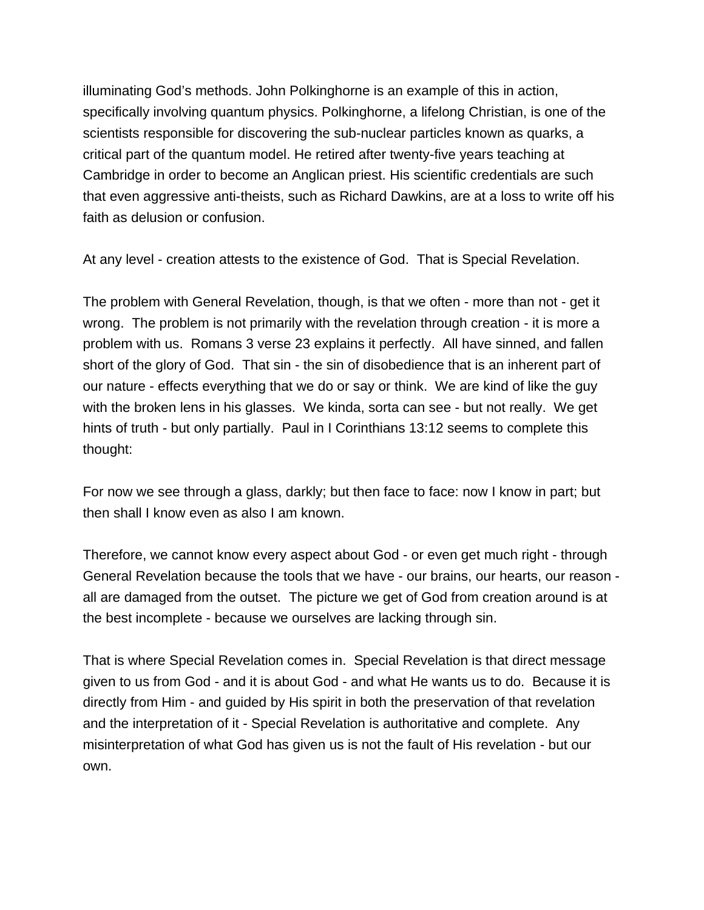illuminating God's methods. John Polkinghorne is an example of this in action, specifically involving quantum physics. Polkinghorne, a lifelong Christian, is one of the scientists responsible for discovering the sub-nuclear particles known as quarks, a critical part of the quantum model. He retired after twenty-five years teaching at Cambridge in order to become an Anglican priest. His scientific credentials are such that even aggressive anti-theists, such as Richard Dawkins, are at a loss to write off his faith as delusion or confusion.

At any level - creation attests to the existence of God.  That is Special Revelation.

The problem with General Revelation, though, is that we often - more than not - get it wrong.  The problem is not primarily with the revelation through creation - it is more a problem with us.  Romans 3 verse 23 explains it perfectly.  All have sinned, and fallen short of the glory of God.  That sin - the sin of disobedience that is an inherent part of our nature - effects everything that we do or say or think.  We are kind of like the guy with the broken lens in his glasses.  We kinda, sorta can see - but not really.  We get hints of truth - but only partially.  Paul in I Corinthians 13:12 seems to complete this thought:

For now we see through a glass, darkly; but then face to face: now I know in part; but then shall I know even as also I am known.

Therefore, we cannot know every aspect about God - or even get much right - through General Revelation because the tools that we have - our brains, our hearts, our reason - all are damaged from the outset.  The picture we get of God from creation around is at the best incomplete - because we ourselves are lacking through sin.

That is where Special Revelation comes in.  Special Revelation is that direct message given to us from God - and it is about God - and what He wants us to do.  Because it is directly from Him - and guided by His spirit in both the preservation of that revelation and the interpretation of it - Special Revelation is authoritative and complete.  Any misinterpretation of what God has given us is not the fault of His revelation - but our own.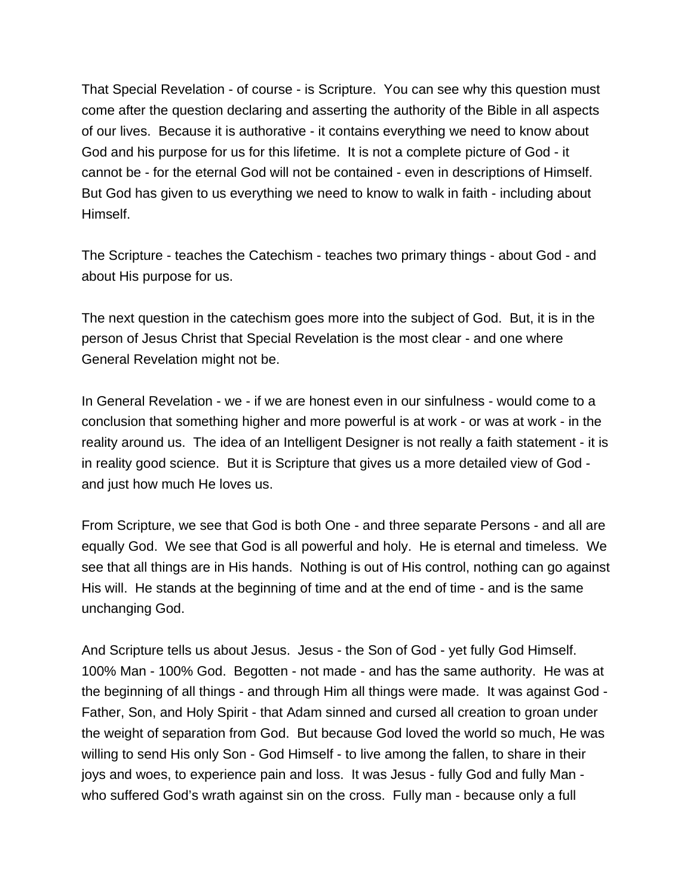That Special Revelation - of course - is Scripture. You can see why this question must come after the question declaring and asserting the authority of the Bible in all aspects of our lives. Because it is authorative - it contains everything we need to know about God and his purpose for us for this lifetime. It is not a complete picture of God - it cannot be - for the eternal God will not be contained - even in descriptions of Himself. But God has given to us everything we need to know to walk in faith - including about Himself.

The Scripture - teaches the Catechism - teaches two primary things - about God - and about His purpose for us.

The next question in the catechism goes more into the subject of God. But, it is in the person of Jesus Christ that Special Revelation is the most clear - and one where General Revelation might not be.

In General Revelation - we - if we are honest even in our sinfulness - would come to a conclusion that something higher and more powerful is at work - or was at work - in the reality around us. The idea of an Intelligent Designer is not really a faith statement - it is in reality good science. But it is Scripture that gives us a more detailed view of God - and just how much He loves us.

From Scripture, we see that God is both One - and three separate Persons - and all are equally God. We see that God is all powerful and holy. He is eternal and timeless. We see that all things are in His hands. Nothing is out of His control, nothing can go against His will. He stands at the beginning of time and at the end of time - and is the same unchanging God.

And Scripture tells us about Jesus. Jesus - the Son of God - yet fully God Himself. 100% Man - 100% God. Begotten - not made - and has the same authority. He was at the beginning of all things - and through Him all things were made. It was against God - Father, Son, and Holy Spirit - that Adam sinned and cursed all creation to groan under the weight of separation from God. But because God loved the world so much, He was willing to send His only Son - God Himself - to live among the fallen, to share in their joys and woes, to experience pain and loss. It was Jesus - fully God and fully Man - who suffered God's wrath against sin on the cross. Fully man - because only a full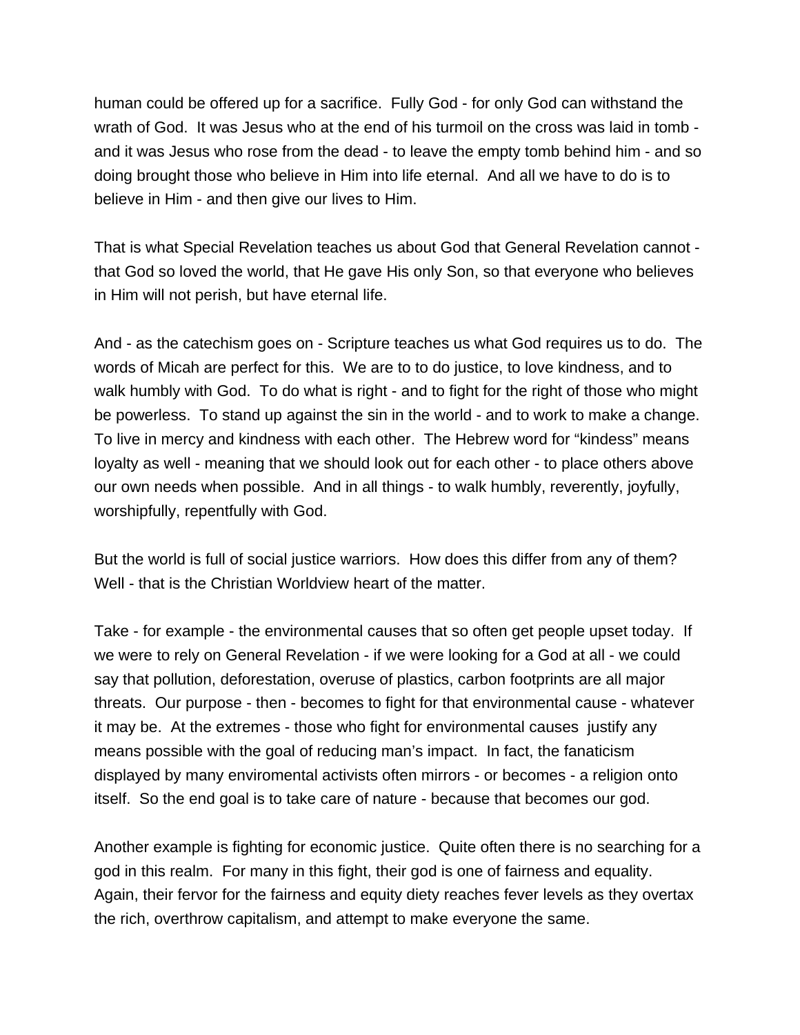human could be offered up for a sacrifice.  Fully God - for only God can withstand the wrath of God.  It was Jesus who at the end of his turmoil on the cross was laid in tomb - and it was Jesus who rose from the dead - to leave the empty tomb behind him - and so doing brought those who believe in Him into life eternal.  And all we have to do is to believe in Him - and then give our lives to Him.

That is what Special Revelation teaches us about God that General Revelation cannot - that God so loved the world, that He gave His only Son, so that everyone who believes in Him will not perish, but have eternal life.

And - as the catechism goes on - Scripture teaches us what God requires us to do.  The words of Micah are perfect for this.  We are to to do justice, to love kindness, and to walk humbly with God.  To do what is right - and to fight for the right of those who might be powerless.  To stand up against the sin in the world - and to work to make a change.  To live in mercy and kindness with each other.  The Hebrew word for "kindess" means loyalty as well - meaning that we should look out for each other - to place others above our own needs when possible.  And in all things - to walk humbly, reverently, joyfully, worshipfully, repentfully with God.

But the world is full of social justice warriors.  How does this differ from any of them?  Well - that is the Christian Worldview heart of the matter.

Take - for example - the environmental causes that so often get people upset today.  If we were to rely on General Revelation - if we were looking for a God at all - we could say that pollution, deforestation, overuse of plastics, carbon footprints are all major threats.  Our purpose - then - becomes to fight for that environmental cause - whatever it may be.  At the extremes - those who fight for environmental causes  justify any means possible with the goal of reducing man's impact.  In fact, the fanaticism displayed by many enviromental activists often mirrors - or becomes - a religion onto itself.  So the end goal is to take care of nature - because that becomes our god.

Another example is fighting for economic justice.  Quite often there is no searching for a god in this realm.  For many in this fight, their god is one of fairness and equality.  Again, their fervor for the fairness and equity diety reaches fever levels as they overtax the rich, overthrow capitalism, and attempt to make everyone the same.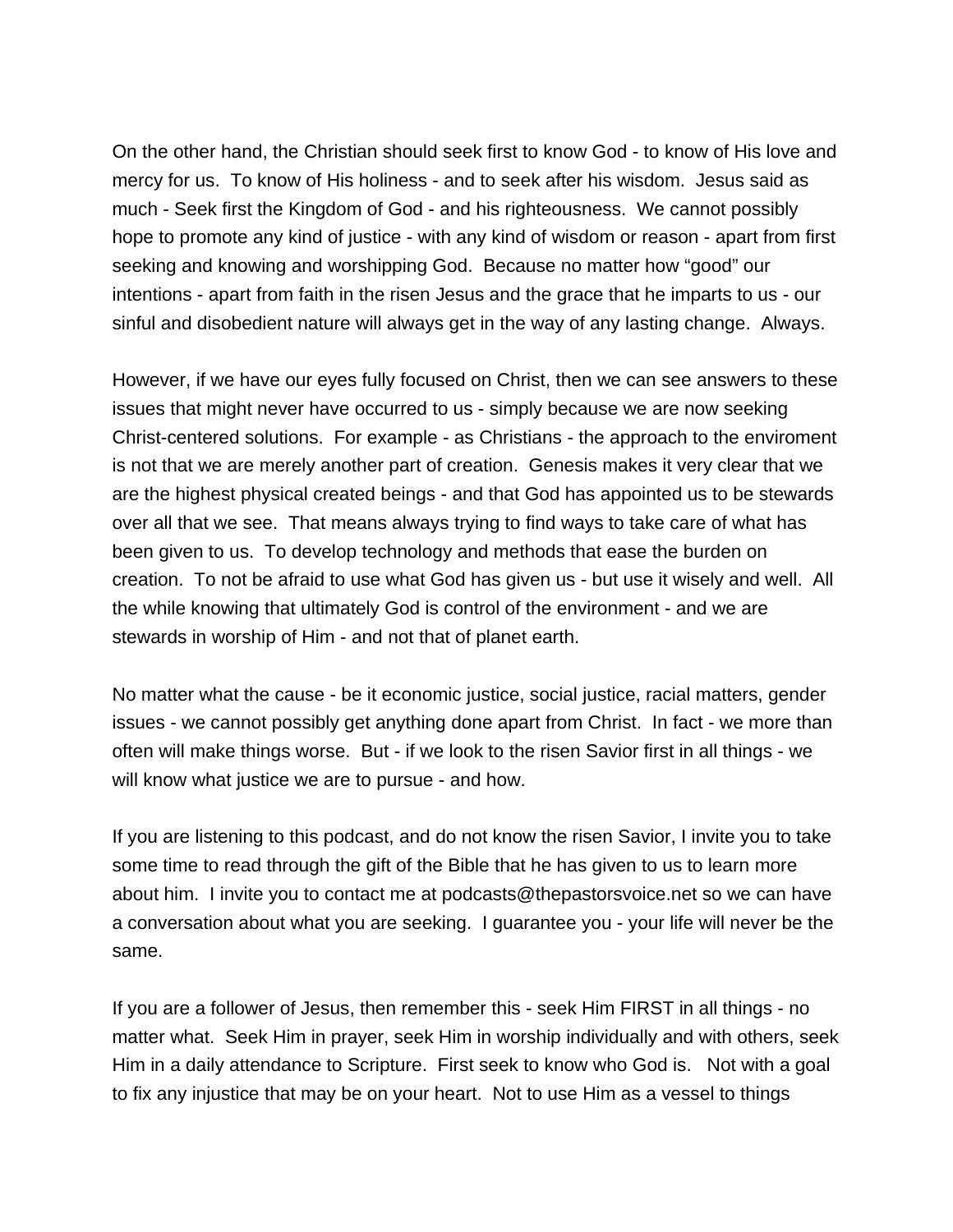On the other hand, the Christian should seek first to know God - to know of His love and mercy for us.  To know of His holiness - and to seek after his wisdom.  Jesus said as much - Seek first the Kingdom of God - and his righteousness.  We cannot possibly hope to promote any kind of justice - with any kind of wisdom or reason - apart from first seeking and knowing and worshipping God.  Because no matter how "good" our intentions - apart from faith in the risen Jesus and the grace that he imparts to us - our sinful and disobedient nature will always get in the way of any lasting change.  Always.

However, if we have our eyes fully focused on Christ, then we can see answers to these issues that might never have occurred to us - simply because we are now seeking Christ-centered solutions.  For example - as Christians - the approach to the enviroment is not that we are merely another part of creation.  Genesis makes it very clear that we are the highest physical created beings - and that God has appointed us to be stewards over all that we see.  That means always trying to find ways to take care of what has been given to us.  To develop technology and methods that ease the burden on creation.  To not be afraid to use what God has given us - but use it wisely and well.  All the while knowing that ultimately God is control of the environment - and we are stewards in worship of Him - and not that of planet earth.

No matter what the cause - be it economic justice, social justice, racial matters, gender issues - we cannot possibly get anything done apart from Christ.  In fact - we more than often will make things worse.  But - if we look to the risen Savior first in all things - we will know what justice we are to pursue - and how.

If you are listening to this podcast, and do not know the risen Savior, I invite you to take some time to read through the gift of the Bible that he has given to us to learn more about him.  I invite you to contact me at podcasts@thepastorsvoice.net so we can have a conversation about what you are seeking.  I guarantee you - your life will never be the same.

If you are a follower of Jesus, then remember this - seek Him FIRST in all things - no matter what.  Seek Him in prayer, seek Him in worship individually and with others, seek Him in a daily attendance to Scripture.  First seek to know who God is.   Not with a goal to fix any injustice that may be on your heart.  Not to use Him as a vessel to things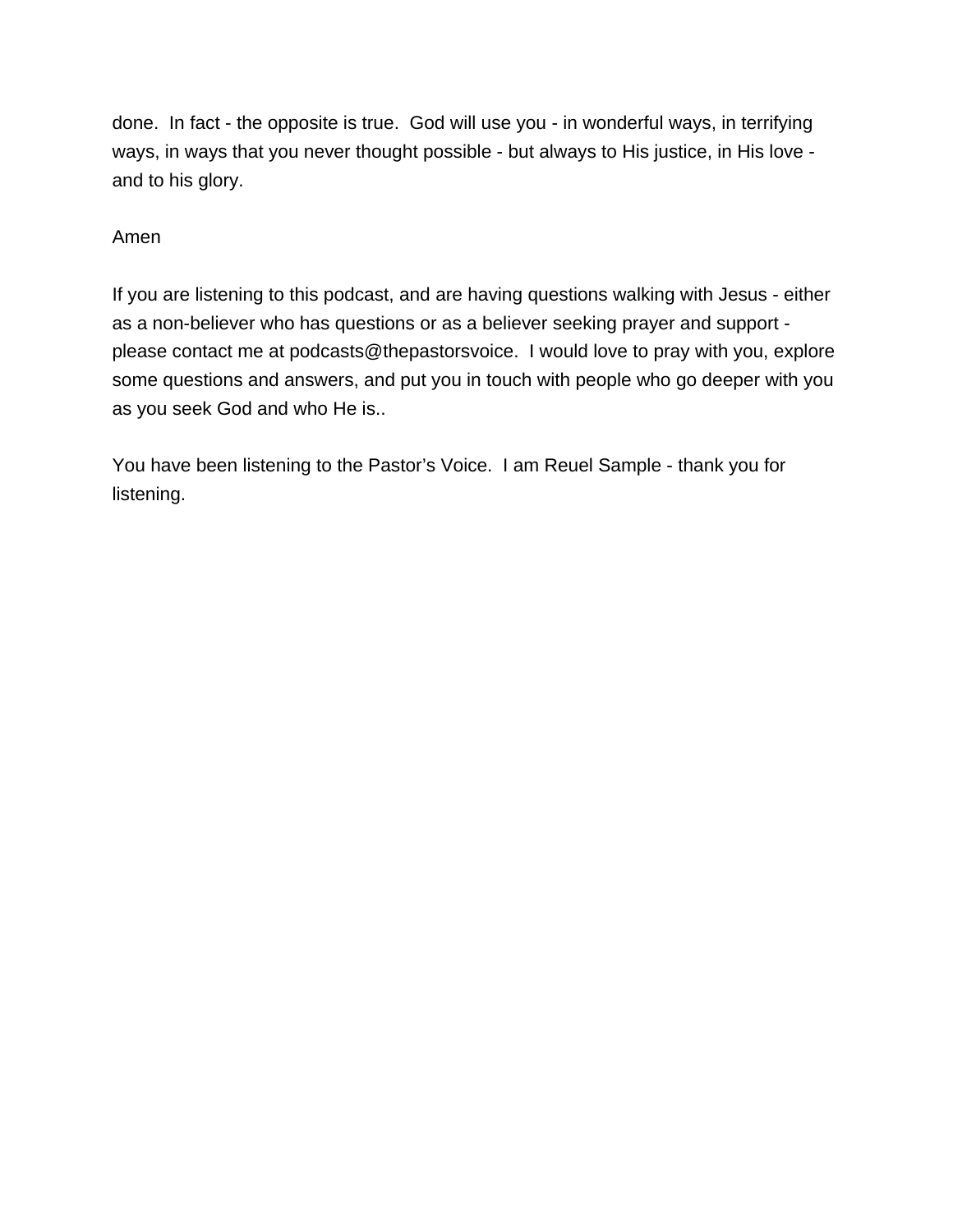done.  In fact - the opposite is true.  God will use you - in wonderful ways, in terrifying ways, in ways that you never thought possible - but always to His justice, in His love - and to his glory.

Amen

If you are listening to this podcast, and are having questions walking with Jesus - either as a non-believer who has questions or as a believer seeking prayer and support - please contact me at podcasts@thepastorsvoice.  I would love to pray with you, explore some questions and answers, and put you in touch with people who go deeper with you as you seek God and who He is..

You have been listening to the Pastor's Voice.  I am Reuel Sample - thank you for listening.